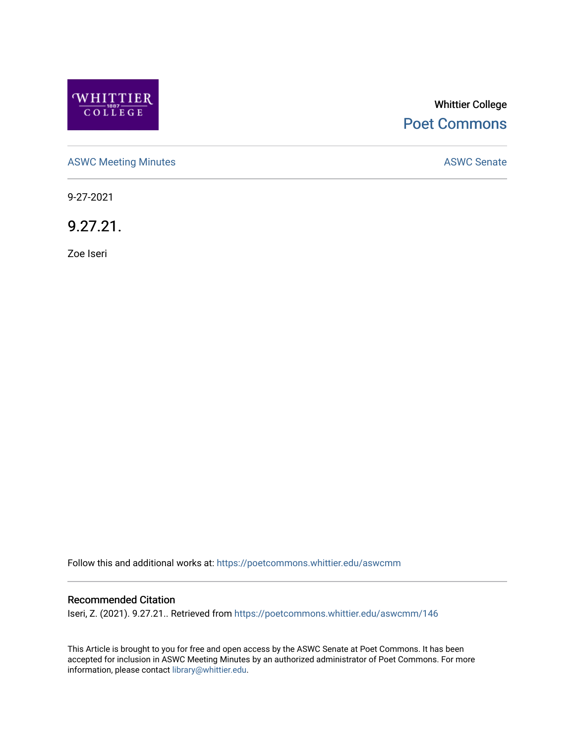Whittier College

Poet Commons

ASWC Meeting Minutes

ASWC Senate

9-27-2021

# 9.27.21.

Zoe Iseri

Follow this and additional works at: https://poetcommons.whittier.edu/aswcmm

## Recommended Citation

Iseri, Z. (2021). 9.27.21.. Retrieved from https://poetcommons.whittier.edu/aswcmm/146

This Article is brought to you for free and open access by the ASWC Senate at Poet Commons. It has been accepted for inclusion in ASWC Meeting Minutes by an authorized administrator of Poet Commons. For more information, please contact library@whittier.edu.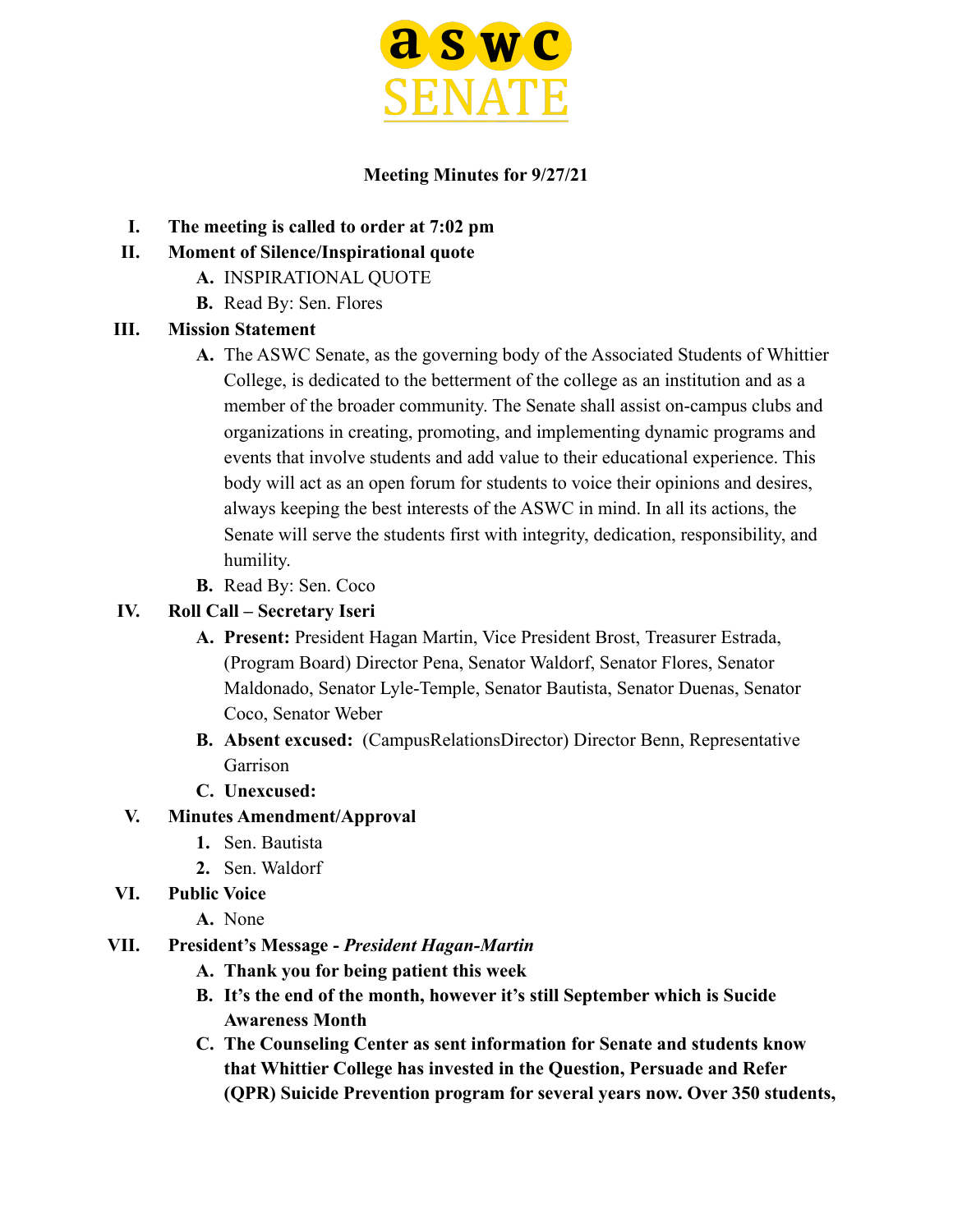**aswc SENATE**

**Meeting Minutes for 9/27/21**

I. **The meeting is called to order at 7:02 pm**

II. **Moment of Silence/Inspirational quote**
   - A. INSPIRATIONAL QUOTE
   - B. Read By: Sen. Flores

III. **Mission Statement**
   - A. The ASWC Senate, as the governing body of the Associated Students of Whittier College, is dedicated to the betterment of the college as an institution and as a member of the broader community. The Senate shall assist on-campus clubs and organizations in creating, promoting, and implementing dynamic programs and events that involve students and add value to their educational experience. This body will act as an open forum for students to voice their opinions and desires, always keeping the best interests of the ASWC in mind. In all its actions, the Senate will serve the students first with integrity, dedication, responsibility, and humility.
   - B. Read By: Sen. Coco

IV. **Roll Call – Secretary Iseri**
   - A. **Present:** President Hagan Martin, Vice President Brost, Treasurer Estrada, (Program Board) Director Pena, Senator Waldorf, Senator Flores, Senator Maldonado, Senator Lyle-Temple, Senator Bautista, Senator Duenas, Senator Coco, Senator Weber
   - B. **Absent excused:** (CampusRelationsDirector) Director Benn, Representative Garrison
   - C. **Unexcused:**

V. **Minutes Amendment/Approval**
   1. Sen. Bautista
   2. Sen. Waldorf

VI. **Public Voice**
   - A. None

VII. **President's Message -** ***President Hagan-Martin***
   - A. **Thank you for being patient this week**
   - B. **It's the end of the month, however it's still September which is Sucide Awareness Month**
   - C. **The Counseling Center as sent information for Senate and students know that Whittier College has invested in the Question, Persuade and Refer (QPR) Suicide Prevention program for several years now. Over 350 students,**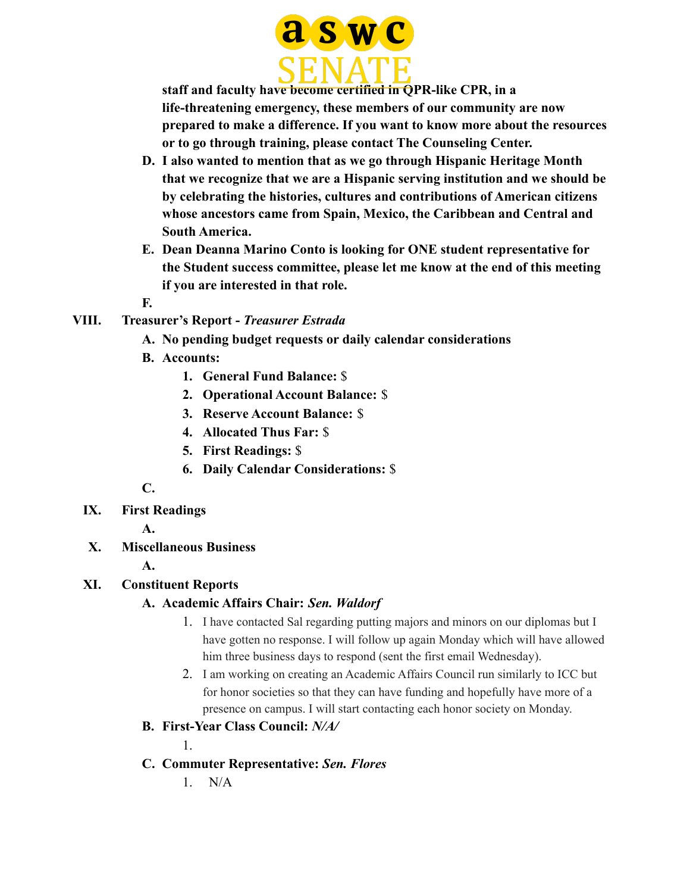staff and faculty have become certified in QPR-like CPR, in a life-threatening emergency, these members of our community are now prepared to make a difference. If you want to know more about the resources or to go through training, please contact The Counseling Center.**

D. **I also wanted to mention that as we go through Hispanic Heritage Month that we recognize that we are a Hispanic serving institution and we should be by celebrating the histories, cultures and contributions of American citizens whose ancestors came from Spain, Mexico, the Caribbean and Central and South America.**

E. **Dean Deanna Marino Conto is looking for ONE student representative for the Student success committee, please let me know at the end of this meeting if you are interested in that role.**

F.

## VIII. Treasurer's Report - *Treasurer Estrada*

A. **No pending budget requests or daily calendar considerations**

B. **Accounts:**
   1. **General Fund Balance:** $
   2. **Operational Account Balance:** $
   3. **Reserve Account Balance:** $
   4. **Allocated Thus Far:** $
   5. **First Readings:** $
   6. **Daily Calendar Considerations:** $

C.

## IX. First Readings

A.

## X. Miscellaneous Business

A.

## XI. Constituent Reports

A. **Academic Affairs Chair:** ***Sen. Waldorf***
   1. I have contacted Sal regarding putting majors and minors on our diplomas but I have gotten no response. I will follow up again Monday which will have allowed him three business days to respond (sent the first email Wednesday).
   2. I am working on creating an Academic Affairs Council run similarly to ICC but for honor societies so that they can have funding and hopefully have more of a presence on campus. I will start contacting each honor society on Monday.

B. **First-Year Class Council:** ***N/A/***
   1.

C. **Commuter Representative:** ***Sen. Flores***
   1. N/A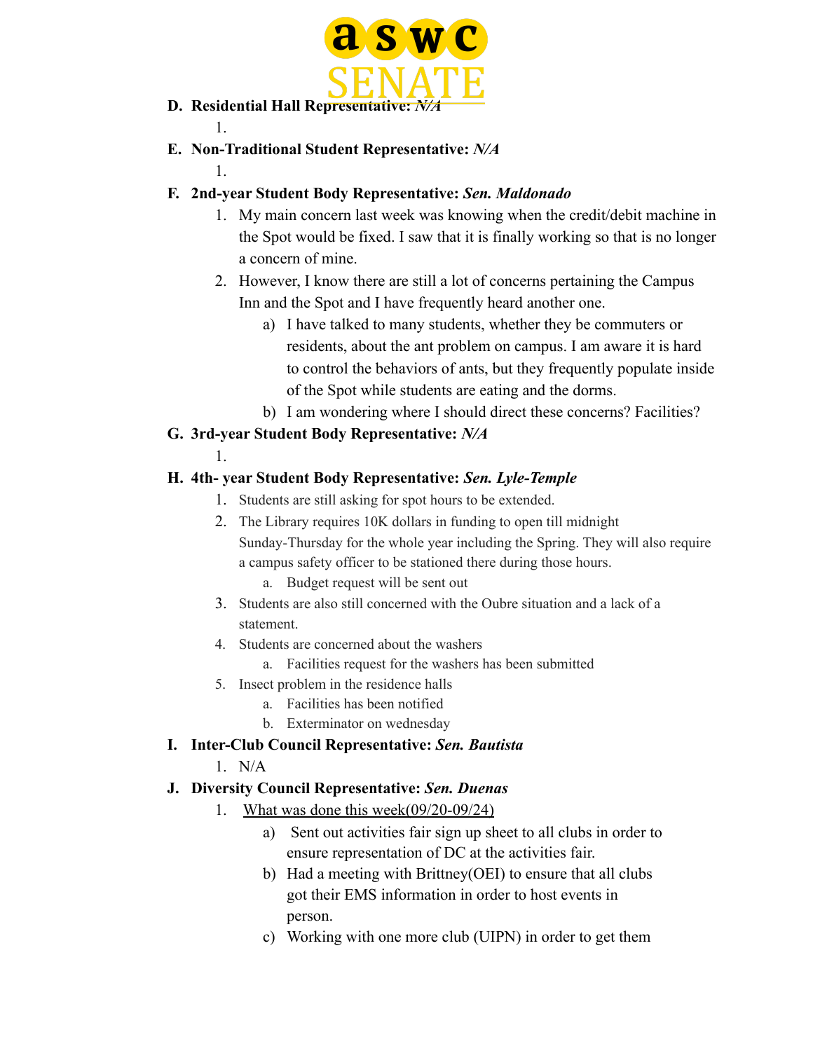D. **Residential Hall Representative:** ***N/A***
   1.

E. **Non-Traditional Student Representative:** ***N/A***
   1.

F. **2nd-year Student Body Representative:** ***Sen. Maldonado***
   1. My main concern last week was knowing when the credit/debit machine in the Spot would be fixed. I saw that it is finally working so that is no longer a concern of mine.
   2. However, I know there are still a lot of concerns pertaining the Campus Inn and the Spot and I have frequently heard another one.
      a) I have talked to many students, whether they be commuters or residents, about the ant problem on campus. I am aware it is hard to control the behaviors of ants, but they frequently populate inside of the Spot while students are eating and the dorms.
      b) I am wondering where I should direct these concerns? Facilities?

G. **3rd-year Student Body Representative:** ***N/A***
   1.

H. **4th- year Student Body Representative:** ***Sen. Lyle-Temple***
   1. Students are still asking for spot hours to be extended.
   2. The Library requires 10K dollars in funding to open till midnight Sunday-Thursday for the whole year including the Spring. They will also require a campus safety officer to be stationed there during those hours.
      a. Budget request will be sent out
   3. Students are also still concerned with the Oubre situation and a lack of a statement.
   4. Students are concerned about the washers
      a. Facilities request for the washers has been submitted
   5. Insect problem in the residence halls
      a. Facilities has been notified
      b. Exterminator on wednesday

I. **Inter-Club Council Representative:** ***Sen. Bautista***
   1. N/A

J. **Diversity Council Representative:** ***Sen. Duenas***
   1. What was done this week(09/20-09/24)
      a) Sent out activities fair sign up sheet to all clubs in order to ensure representation of DC at the activities fair.
      b) Had a meeting with Brittney(OEI) to ensure that all clubs got their EMS information in order to host events in person.
      c) Working with one more club (UIPN) in order to get them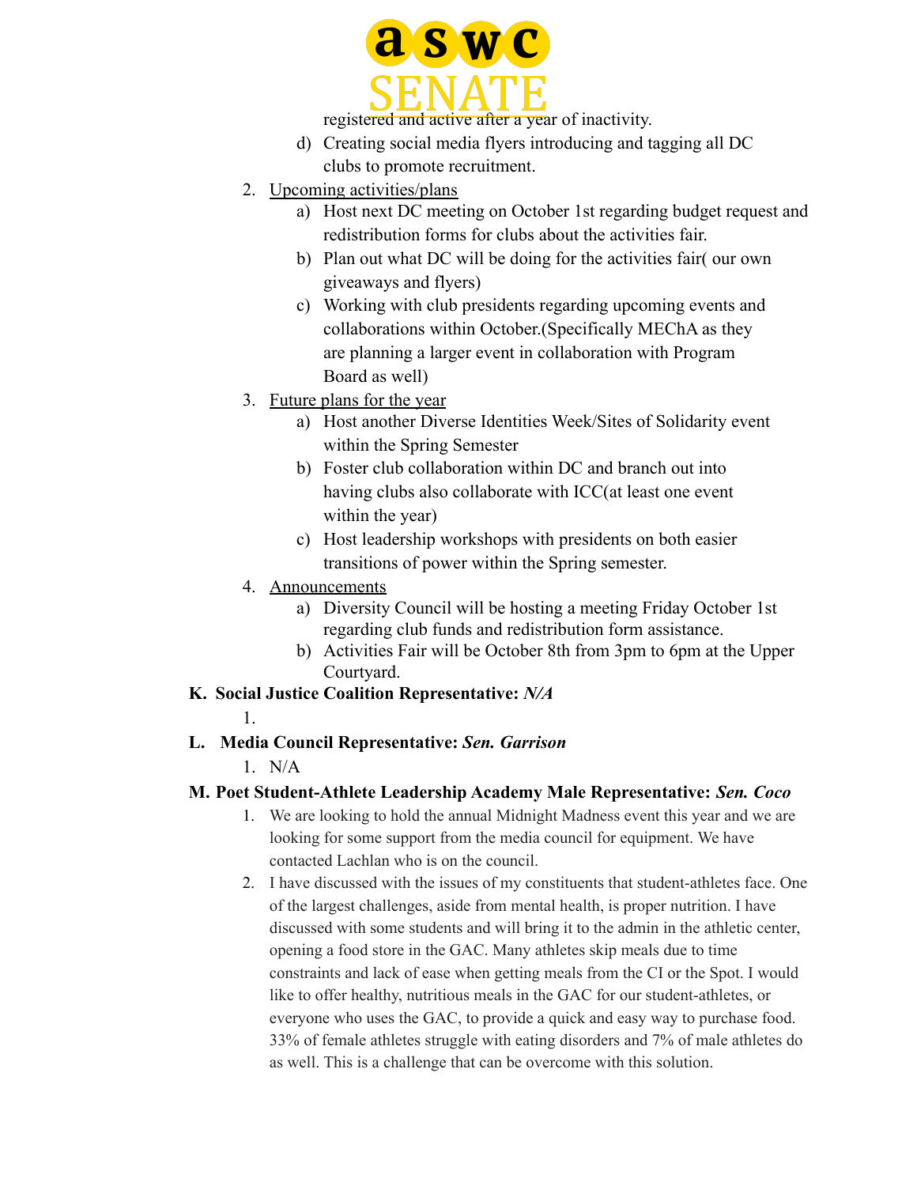registered and active after a year of inactivity.

   d) Creating social media flyers introducing and tagging all DC clubs to promote recruitment.

2. Upcoming activities/plans
   a) Host next DC meeting on October 1st regarding budget request and redistribution forms for clubs about the activities fair.
   b) Plan out what DC will be doing for the activities fair( our own giveaways and flyers)
   c) Working with club presidents regarding upcoming events and collaborations within October.(Specifically MEChA as they are planning a larger event in collaboration with Program Board as well)

3. Future plans for the year
   a) Host another Diverse Identities Week/Sites of Solidarity event within the Spring Semester
   b) Foster club collaboration within DC and branch out into having clubs also collaborate with ICC(at least one event within the year)
   c) Host leadership workshops with presidents on both easier transitions of power within the Spring semester.

4. Announcements
   a) Diversity Council will be hosting a meeting Friday October 1st regarding club funds and redistribution form assistance.
   b) Activities Fair will be October 8th from 3pm to 6pm at the Upper Courtyard.

**K. Social Justice Coalition Representative:** ***N/A***

1.

**L. Media Council Representative:** ***Sen. Garrison***

1. N/A

**M. Poet Student-Athlete Leadership Academy Male Representative:** ***Sen. Coco***

1. We are looking to hold the annual Midnight Madness event this year and we are looking for some support from the media council for equipment. We have contacted Lachlan who is on the council.
2. I have discussed with the issues of my constituents that student-athletes face. One of the largest challenges, aside from mental health, is proper nutrition. I have discussed with some students and will bring it to the admin in the athletic center, opening a food store in the GAC. Many athletes skip meals due to time constraints and lack of ease when getting meals from the CI or the Spot. I would like to offer healthy, nutritious meals in the GAC for our student-athletes, or everyone who uses the GAC, to provide a quick and easy way to purchase food. 33% of female athletes struggle with eating disorders and 7% of male athletes do as well. This is a challenge that can be overcome with this solution.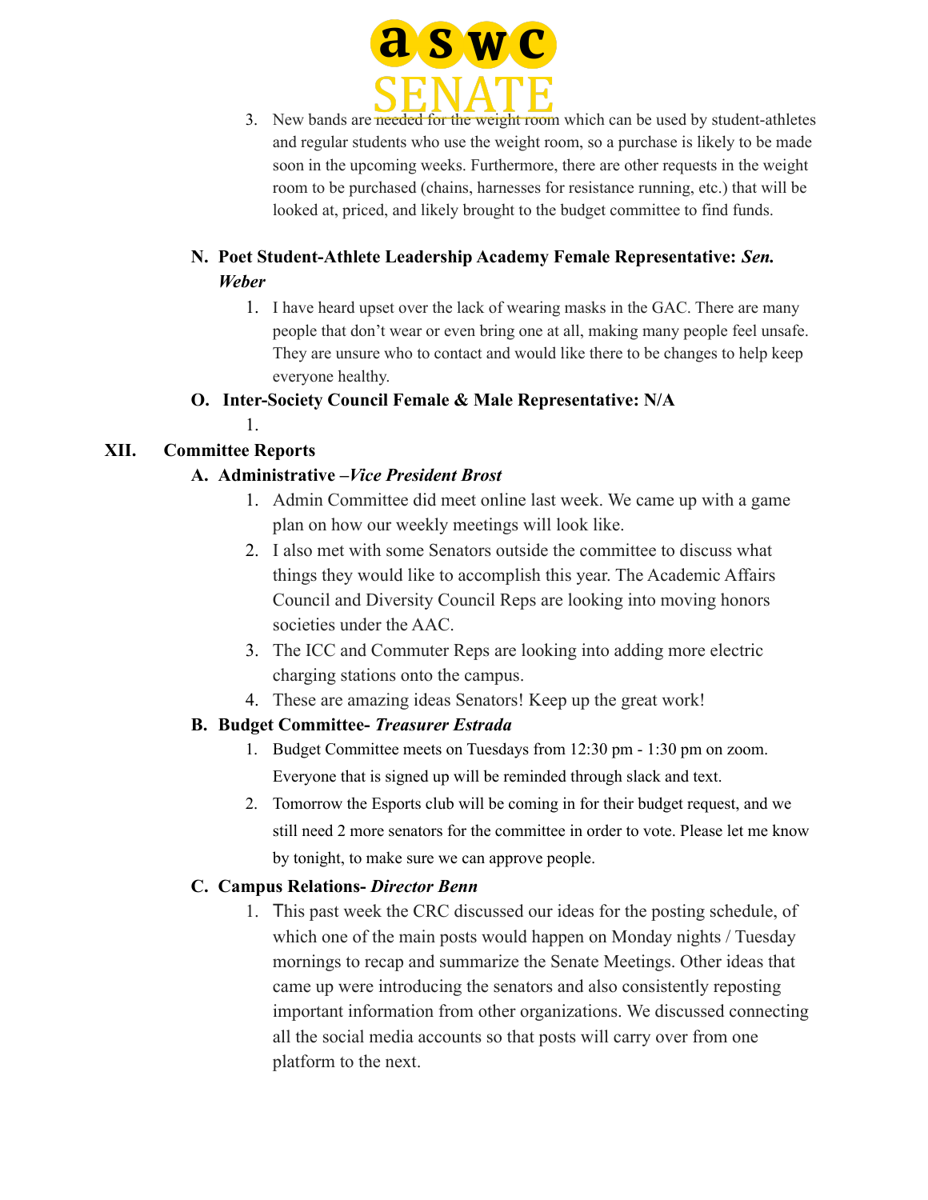3. New bands are needed for the weight room which can be used by student-athletes and regular students who use the weight room, so a purchase is likely to be made soon in the upcoming weeks. Furthermore, there are other requests in the weight room to be purchased (chains, harnesses for resistance running, etc.) that will be looked at, priced, and likely brought to the budget committee to find funds.

### N. Poet Student-Athlete Leadership Academy Female Representative: *Sen. Weber*

1. I have heard upset over the lack of wearing masks in the GAC. There are many people that don't wear or even bring one at all, making many people feel unsafe. They are unsure who to contact and would like there to be changes to help keep everyone healthy.

### O. Inter-Society Council Female & Male Representative: N/A

1. 

## XII. Committee Reports

### A. Administrative –*Vice President Brost*

1. Admin Committee did meet online last week. We came up with a game plan on how our weekly meetings will look like.
2. I also met with some Senators outside the committee to discuss what things they would like to accomplish this year. The Academic Affairs Council and Diversity Council Reps are looking into moving honors societies under the AAC.
3. The ICC and Commuter Reps are looking into adding more electric charging stations onto the campus.
4. These are amazing ideas Senators! Keep up the great work!

### B. Budget Committee- *Treasurer Estrada*

1. Budget Committee meets on Tuesdays from 12:30 pm - 1:30 pm on zoom. Everyone that is signed up will be reminded through slack and text.
2. Tomorrow the Esports club will be coming in for their budget request, and we still need 2 more senators for the committee in order to vote. Please let me know by tonight, to make sure we can approve people.

### C. Campus Relations- *Director Benn*

1. This past week the CRC discussed our ideas for the posting schedule, of which one of the main posts would happen on Monday nights / Tuesday mornings to recap and summarize the Senate Meetings. Other ideas that came up were introducing the senators and also consistently reposting important information from other organizations. We discussed connecting all the social media accounts so that posts will carry over from one platform to the next.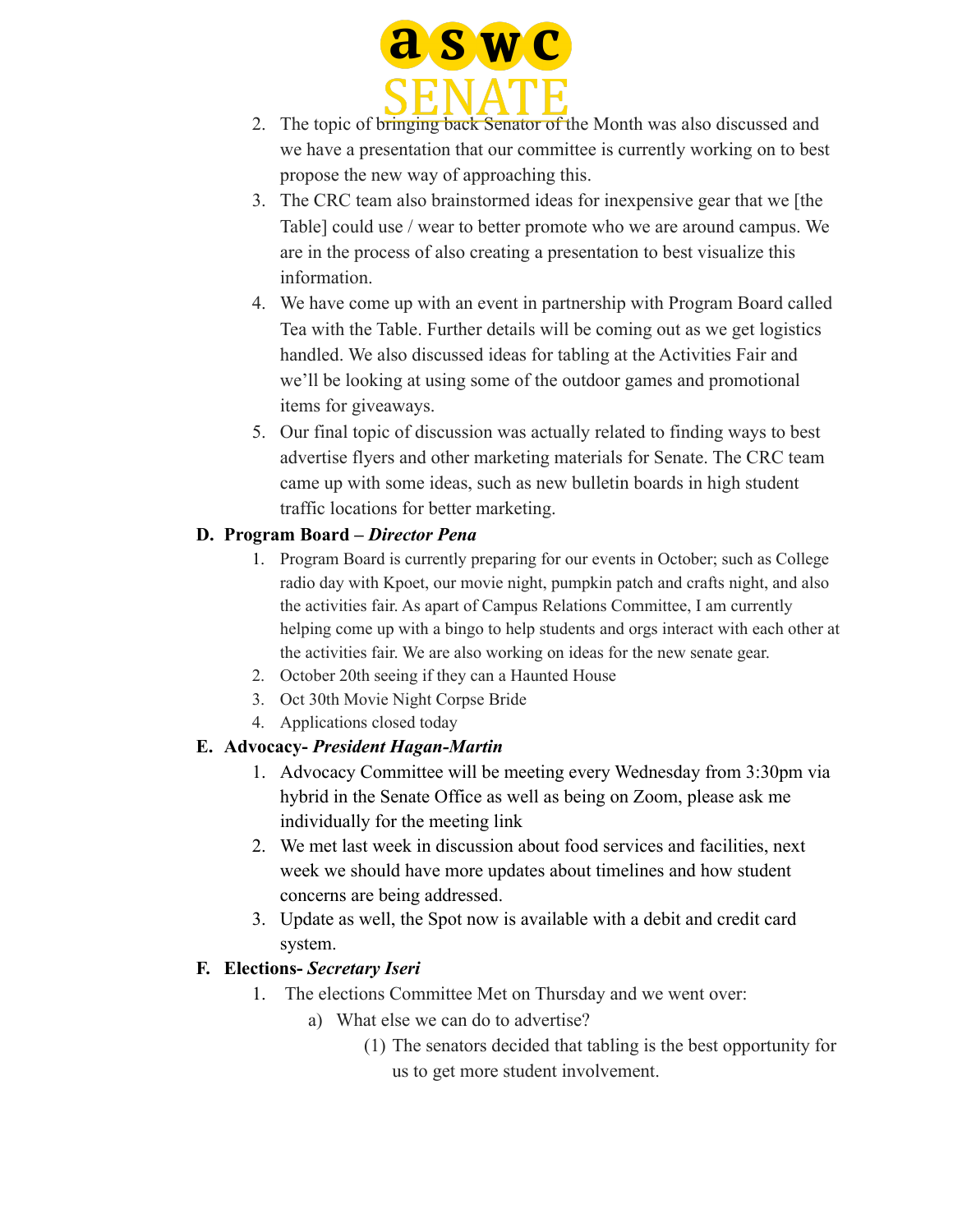2. The topic of bringing back Senator of the Month was also discussed and we have a presentation that our committee is currently working on to best propose the new way of approaching this.
3. The CRC team also brainstormed ideas for inexpensive gear that we [the Table] could use / wear to better promote who we are around campus. We are in the process of also creating a presentation to best visualize this information.
4. We have come up with an event in partnership with Program Board called Tea with the Table. Further details will be coming out as we get logistics handled. We also discussed ideas for tabling at the Activities Fair and we'll be looking at using some of the outdoor games and promotional items for giveaways.
5. Our final topic of discussion was actually related to finding ways to best advertise flyers and other marketing materials for Senate. The CRC team came up with some ideas, such as new bulletin boards in high student traffic locations for better marketing.

**D. Program Board – *Director Pena***

1. Program Board is currently preparing for our events in October; such as College radio day with Kpoet, our movie night, pumpkin patch and crafts night, and also the activities fair. As apart of Campus Relations Committee, I am currently helping come up with a bingo to help students and orgs interact with each other at the activities fair. We are also working on ideas for the new senate gear.
2. October 20th seeing if they can a Haunted House
3. Oct 30th Movie Night Corpse Bride
4. Applications closed today

**E. Advocacy- *President Hagan-Martin***

1. Advocacy Committee will be meeting every Wednesday from 3:30pm via hybrid in the Senate Office as well as being on Zoom, please ask me individually for the meeting link
2. We met last week in discussion about food services and facilities, next week we should have more updates about timelines and how student concerns are being addressed.
3. Update as well, the Spot now is available with a debit and credit card system.

**F. Elections- *Secretary Iseri***

1. The elections Committee Met on Thursday and we went over:
    a) What else we can do to advertise?
        (1) The senators decided that tabling is the best opportunity for us to get more student involvement.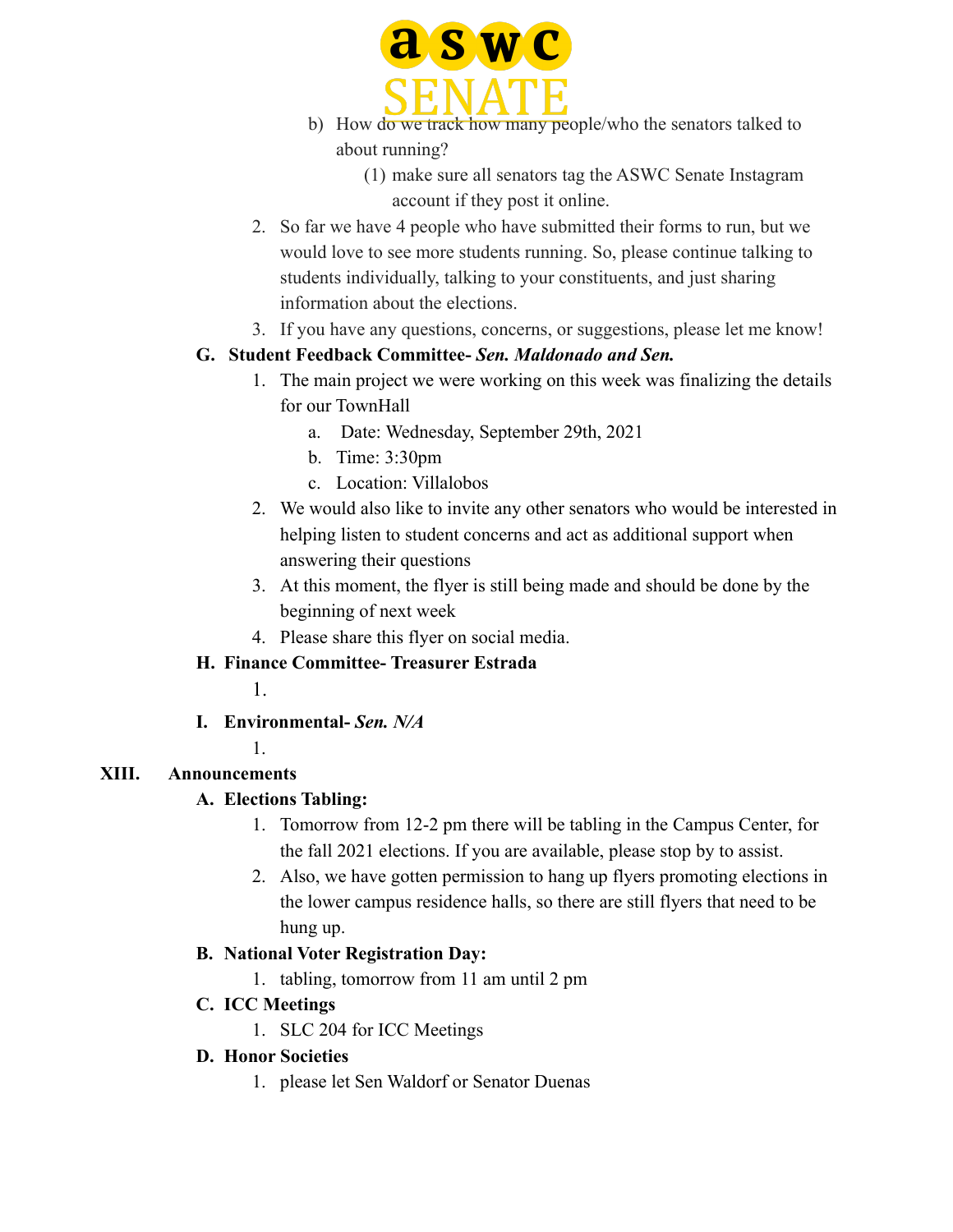b) How do we track how many people/who the senators talked to about running?
   (1) make sure all senators tag the ASWC Senate Instagram account if they post it online.

2. So far we have 4 people who have submitted their forms to run, but we would love to see more students running. So, please continue talking to students individually, talking to your constituents, and just sharing information about the elections.
3. If you have any questions, concerns, or suggestions, please let me know!

**G. Student Feedback Committee- *Sen. Maldonado and Sen.***

1. The main project we were working on this week was finalizing the details for our TownHall
   a. Date: Wednesday, September 29th, 2021
   b. Time: 3:30pm
   c. Location: Villalobos
2. We would also like to invite any other senators who would be interested in helping listen to student concerns and act as additional support when answering their questions
3. At this moment, the flyer is still being made and should be done by the beginning of next week
4. Please share this flyer on social media.

**H. Finance Committee- Treasurer Estrada**

1.

**I. Environmental- *Sen. N/A***

1.

## XIII. Announcements

**A. Elections Tabling:**

1. Tomorrow from 12-2 pm there will be tabling in the Campus Center, for the fall 2021 elections. If you are available, please stop by to assist.
2. Also, we have gotten permission to hang up flyers promoting elections in the lower campus residence halls, so there are still flyers that need to be hung up.

**B. National Voter Registration Day:**

1. tabling, tomorrow from 11 am until 2 pm

**C. ICC Meetings**

1. SLC 204 for ICC Meetings

**D. Honor Societies**

1. please let Sen Waldorf or Senator Duenas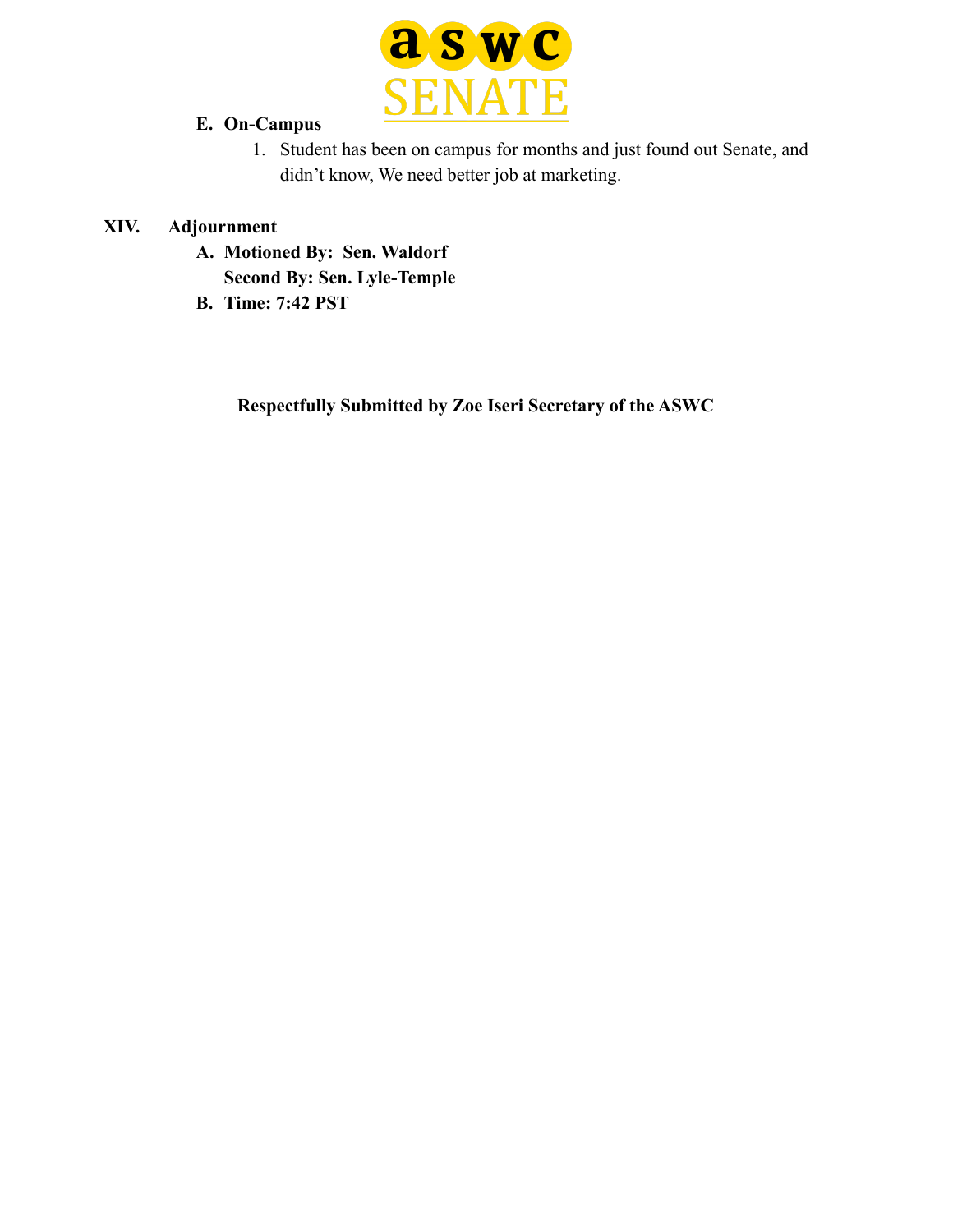E. **On-Campus**

1. Student has been on campus for months and just found out Senate, and didn't know, We need better job at marketing.

## XIV. Adjournment

A. **Motioned By: Sen. Waldorf**
**Second By: Sen. Lyle-Temple**

B. **Time: 7:42 PST**

**Respectfully Submitted by Zoe Iseri Secretary of the ASWC**